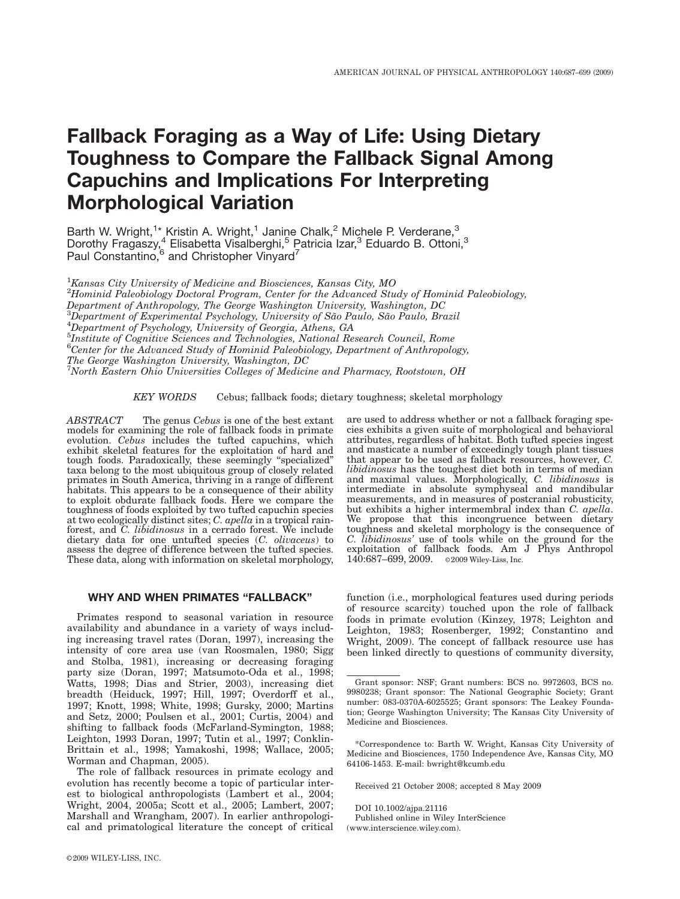# Fallback Foraging as a Way of Life: Using Dietary Toughness to Compare the Fallback Signal Among Capuchins and Implications For Interpreting Morphological Variation

Barth W. Wright,[1]* Kristin A. Wright,[1] Janine Chalk,[2] Michele P. Verderane,[3] Dorothy Fragaszy,[4] Elisabetta Visalberghi,[5] Patricia Izar,[3] Eduardo B. Ottoni,[3] Paul Constantino,[6] and Christopher Vinyard[7]

[1]*Kansas City University of Medicine and Biosciences, Kansas City, MO*
[2]*Hominid Paleobiology Doctoral Program, Center for the Advanced Study of Hominid Paleobiology, Department of Anthropology, The George Washington University, Washington, DC*
[3]*Department of Experimental Psychology, University of São Paulo, São Paulo, Brazil*
[4]*Department of Psychology, University of Georgia, Athens, GA*
[5]*Institute of Cognitive Sciences and Technologies, National Research Council, Rome*
[6]*Center for the Advanced Study of Hominid Paleobiology, Department of Anthropology, The George Washington University, Washington, DC*
[7]*North Eastern Ohio Universities Colleges of Medicine and Pharmacy, Rootstown, OH*

*KEY WORDS* Cebus; fallback foods; dietary toughness; skeletal morphology

*ABSTRACT* The genus *Cebus* is one of the best extant models for examining the role of fallback foods in primate evolution. *Cebus* includes the tufted capuchins, which exhibit skeletal features for the exploitation of hard and tough foods. Paradoxically, these seemingly "specialized" taxa belong to the most ubiquitous group of closely related primates in South America, thriving in a range of different habitats. This appears to be a consequence of their ability to exploit obdurate fallback foods. Here we compare the toughness of foods exploited by two tufted capuchin species at two ecologically distinct sites; *C. apella* in a tropical rainforest, and *C. libidinosus* in a cerrado forest. We include dietary data for one untufted species (*C. olivaceus*) to assess the degree of difference between the tufted species. These data, along with information on skeletal morphology, are used to address whether or not a fallback foraging species exhibits a given suite of morphological and behavioral attributes, regardless of habitat. Both tufted species ingest and masticate a number of exceedingly tough plant tissues that appear to be used as fallback resources, however, *C. libidinosus* has the toughest diet both in terms of median and maximal values. Morphologically, *C. libidinosus* is intermediate in absolute symphyseal and mandibular measurements, and in measures of postcranial robusticity, but exhibits a higher intermembral index than *C. apella*. We propose that this incongruence between dietary toughness and skeletal morphology is the consequence of *C. libidinosus'* use of tools while on the ground for the exploitation of fallback foods. Am J Phys Anthropol 140:687–699, 2009. ©2009 Wiley-Liss, Inc.

## WHY AND WHEN PRIMATES "FALLBACK"

Primates respond to seasonal variation in resource availability and abundance in a variety of ways including increasing travel rates (Doran, 1997), increasing the intensity of core area use (van Roosmalen, 1980; Sigg and Stolba, 1981), increasing or decreasing foraging party size (Doran, 1997; Matsumoto-Oda et al., 1998; Watts, 1998; Dias and Strier, 2003), increasing diet breadth (Heiduck, 1997; Hill, 1997; Overdorff et al., 1997; Knott, 1998; White, 1998; Gursky, 2000; Martins and Setz, 2000; Poulsen et al., 2001; Curtis, 2004) and shifting to fallback foods (McFarland-Symington, 1988; Leighton, 1993 Doran, 1997; Tutin et al., 1997; Conklin-Brittain et al., 1998; Yamakoshi, 1998; Wallace, 2005; Worman and Chapman, 2005).

The role of fallback resources in primate ecology and evolution has recently become a topic of particular interest to biological anthropologists (Lambert et al., 2004; Wright, 2004, 2005a; Scott et al., 2005; Lambert, 2007; Marshall and Wrangham, 2007). In earlier anthropological and primatological literature the concept of critical function (i.e., morphological features used during periods of resource scarcity) touched upon the role of fallback foods in primate evolution (Kinzey, 1978; Leighton and Leighton, 1983; Rosenberger, 1992; Constantino and Wright, 2009). The concept of fallback resource use has been linked directly to questions of community diversity,

Grant sponsor: NSF; Grant numbers: BCS no. 9972603, BCS no. 9980238; Grant sponsor: The National Geographic Society; Grant number: 083-0370A-6025525; Grant sponsors: The Leakey Foundation; George Washington University; The Kansas City University of Medicine and Biosciences.

*Correspondence to: Barth W. Wright, Kansas City University of Medicine and Biosciences, 1750 Independence Ave, Kansas City, MO 64106-1453. E-mail: bwright@kcumb.edu

Received 21 October 2008; accepted 8 May 2009

DOI 10.1002/ajpa.21116
Published online in Wiley InterScience (www.interscience.wiley.com).

©2009 WILEY-LISS, INC.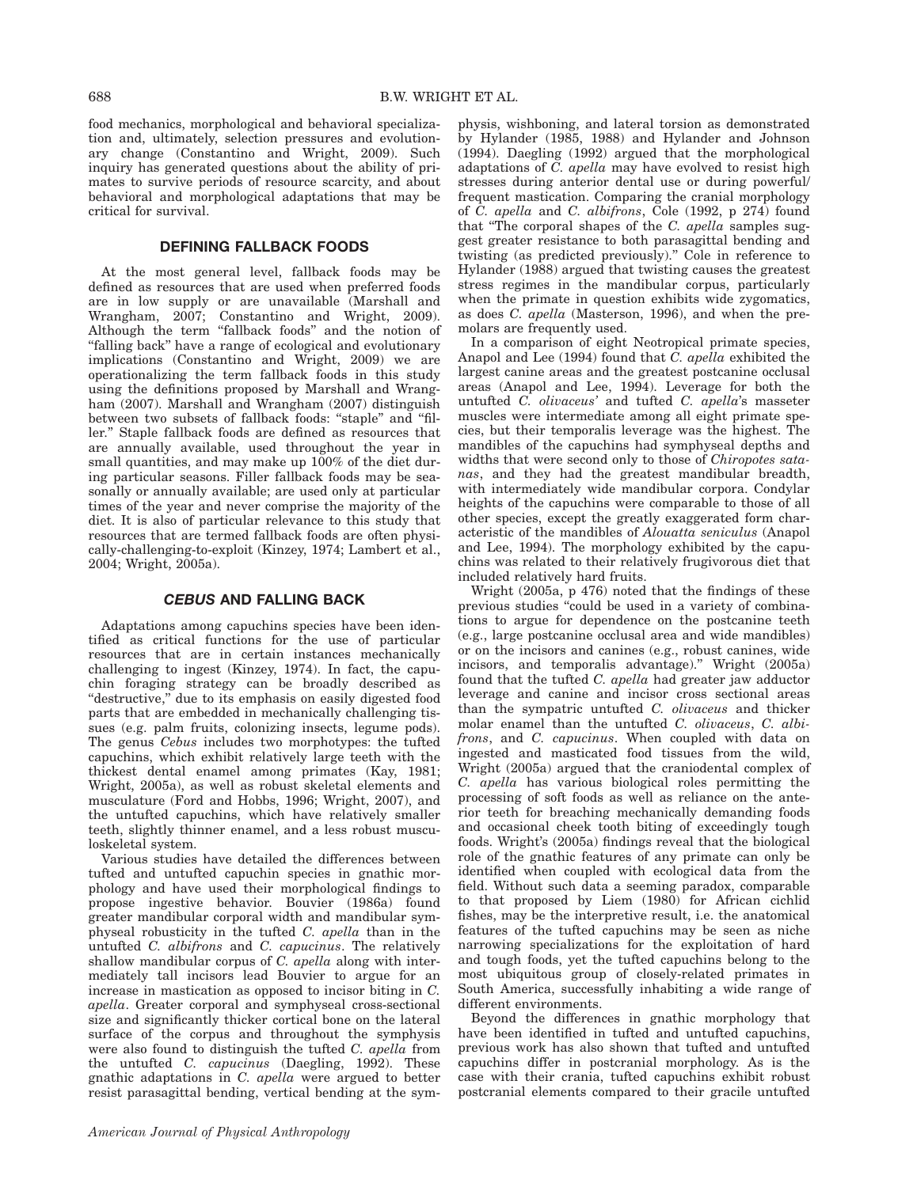food mechanics, morphological and behavioral specialization and, ultimately, selection pressures and evolutionary change (Constantino and Wright, 2009). Such inquiry has generated questions about the ability of primates to survive periods of resource scarcity, and about behavioral and morphological adaptations that may be critical for survival.

## DEFINING FALLBACK FOODS

At the most general level, fallback foods may be defined as resources that are used when preferred foods are in low supply or are unavailable (Marshall and Wrangham, 2007; Constantino and Wright, 2009). Although the term "fallback foods" and the notion of "falling back" have a range of ecological and evolutionary implications (Constantino and Wright, 2009) we are operationalizing the term fallback foods in this study using the definitions proposed by Marshall and Wrangham (2007). Marshall and Wrangham (2007) distinguish between two subsets of fallback foods: "staple" and "filler." Staple fallback foods are defined as resources that are annually available, used throughout the year in small quantities, and may make up 100% of the diet during particular seasons. Filler fallback foods may be seasonally or annually available; are used only at particular times of the year and never comprise the majority of the diet. It is also of particular relevance to this study that resources that are termed fallback foods are often physically-challenging-to-exploit (Kinzey, 1974; Lambert et al., 2004; Wright, 2005a).

## *CEBUS* AND FALLING BACK

Adaptations among capuchins species have been identified as critical functions for the use of particular resources that are in certain instances mechanically challenging to ingest (Kinzey, 1974). In fact, the capuchin foraging strategy can be broadly described as "destructive," due to its emphasis on easily digested food parts that are embedded in mechanically challenging tissues (e.g. palm fruits, colonizing insects, legume pods). The genus *Cebus* includes two morphotypes: the tufted capuchins, which exhibit relatively large teeth with the thickest dental enamel among primates (Kay, 1981; Wright, 2005a), as well as robust skeletal elements and musculature (Ford and Hobbs, 1996; Wright, 2007), and the untufted capuchins, which have relatively smaller teeth, slightly thinner enamel, and a less robust musculoskeletal system.

Various studies have detailed the differences between tufted and untufted capuchin species in gnathic morphology and have used their morphological findings to propose ingestive behavior. Bouvier (1986a) found greater mandibular corporal width and mandibular symphyseal robusticity in the tufted *C. apella* than in the untufted *C. albifrons* and *C. capucinus*. The relatively shallow mandibular corpus of *C. apella* along with intermediately tall incisors lead Bouvier to argue for an increase in mastication as opposed to incisor biting in *C. apella*. Greater corporal and symphyseal cross-sectional size and significantly thicker cortical bone on the lateral surface of the corpus and throughout the symphysis were also found to distinguish the tufted *C. apella* from the untufted *C. capucinus* (Daegling, 1992). These gnathic adaptations in *C. apella* were argued to better resist parasagittal bending, vertical bending at the symphysis, wishboning, and lateral torsion as demonstrated by Hylander (1985, 1988) and Hylander and Johnson (1994). Daegling (1992) argued that the morphological adaptations of *C. apella* may have evolved to resist high stresses during anterior dental use or during powerful/frequent mastication. Comparing the cranial morphology of *C. apella* and *C. albifrons*, Cole (1992, p 274) found that "The corporal shapes of the *C. apella* samples suggest greater resistance to both parasagittal bending and twisting (as predicted previously)." Cole in reference to Hylander (1988) argued that twisting causes the greatest stress regimes in the mandibular corpus, particularly when the primate in question exhibits wide zygomatics, as does *C. apella* (Masterson, 1996), and when the premolars are frequently used.

In a comparison of eight Neotropical primate species, Anapol and Lee (1994) found that *C. apella* exhibited the largest canine areas and the greatest postcanine occlusal areas (Anapol and Lee, 1994). Leverage for both the untufted *C. olivaceus'* and tufted *C. apella*'s masseter muscles were intermediate among all eight primate species, but their temporalis leverage was the highest. The mandibles of the capuchins had symphyseal depths and widths that were second only to those of *Chiropotes satanas*, and they had the greatest mandibular breadth, with intermediately wide mandibular corpora. Condylar heights of the capuchins were comparable to those of all other species, except the greatly exaggerated form characteristic of the mandibles of *Alouatta seniculus* (Anapol and Lee, 1994). The morphology exhibited by the capuchins was related to their relatively frugivorous diet that included relatively hard fruits.

Wright (2005a, p 476) noted that the findings of these previous studies "could be used in a variety of combinations to argue for dependence on the postcanine teeth (e.g., large postcanine occlusal area and wide mandibles) or on the incisors and canines (e.g., robust canines, wide incisors, and temporalis advantage)." Wright (2005a) found that the tufted *C. apella* had greater jaw adductor leverage and canine and incisor cross sectional areas than the sympatric untufted *C. olivaceus* and thicker molar enamel than the untufted *C. olivaceus*, *C. albifrons*, and *C. capucinus*. When coupled with data on ingested and masticated food tissues from the wild, Wright (2005a) argued that the craniodental complex of *C. apella* has various biological roles permitting the processing of soft foods as well as reliance on the anterior teeth for breaching mechanically demanding foods and occasional cheek tooth biting of exceedingly tough foods. Wright's (2005a) findings reveal that the biological role of the gnathic features of any primate can only be identified when coupled with ecological data from the field. Without such data a seeming paradox, comparable to that proposed by Liem (1980) for African cichlid fishes, may be the interpretive result, i.e. the anatomical features of the tufted capuchins may be seen as niche narrowing specializations for the exploitation of hard and tough foods, yet the tufted capuchins belong to the most ubiquitous group of closely-related primates in South America, successfully inhabiting a wide range of different environments.

Beyond the differences in gnathic morphology that have been identified in tufted and untufted capuchins, previous work has also shown that tufted and untufted capuchins differ in postcranial morphology. As is the case with their crania, tufted capuchins exhibit robust postcranial elements compared to their gracile untufted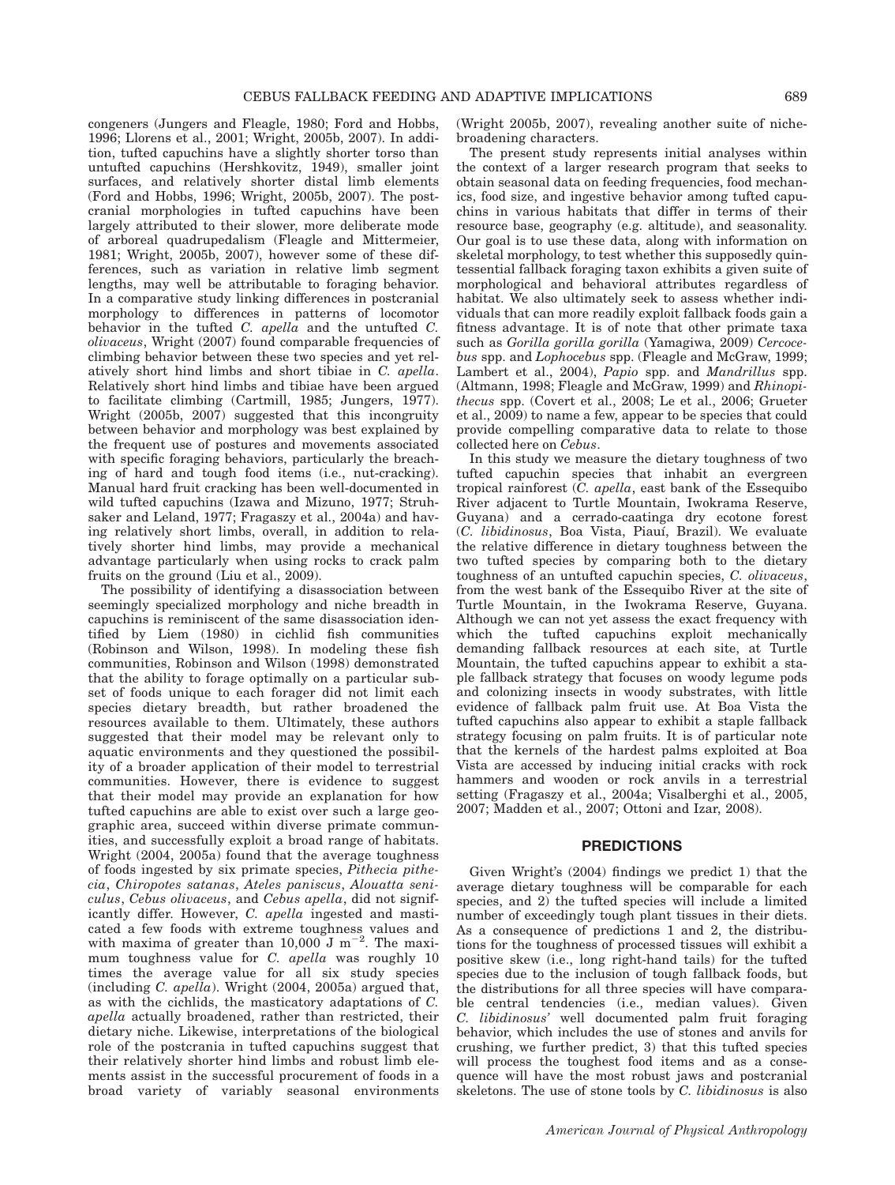congeners (Jungers and Fleagle, 1980; Ford and Hobbs, 1996; Llorens et al., 2001; Wright, 2005b, 2007). In addition, tufted capuchins have a slightly shorter torso than untufted capuchins (Hershkovitz, 1949), smaller joint surfaces, and relatively shorter distal limb elements (Ford and Hobbs, 1996; Wright, 2005b, 2007). The postcranial morphologies in tufted capuchins have been largely attributed to their slower, more deliberate mode of arboreal quadrupedalism (Fleagle and Mittermeier, 1981; Wright, 2005b, 2007), however some of these differences, such as variation in relative limb segment lengths, may well be attributable to foraging behavior. In a comparative study linking differences in postcranial morphology to differences in patterns of locomotor behavior in the tufted *C. apella* and the untufted *C. olivaceus*, Wright (2007) found comparable frequencies of climbing behavior between these two species and yet relatively short hind limbs and short tibiae in *C. apella*. Relatively short hind limbs and tibiae have been argued to facilitate climbing (Cartmill, 1985; Jungers, 1977). Wright (2005b, 2007) suggested that this incongruity between behavior and morphology was best explained by the frequent use of postures and movements associated with specific foraging behaviors, particularly the breaching of hard and tough food items (i.e., nut-cracking). Manual hard fruit cracking has been well-documented in wild tufted capuchins (Izawa and Mizuno, 1977; Struhsaker and Leland, 1977; Fragaszy et al., 2004a) and having relatively short limbs, overall, in addition to relatively shorter hind limbs, may provide a mechanical advantage particularly when using rocks to crack palm fruits on the ground (Liu et al., 2009).

The possibility of identifying a disassociation between seemingly specialized morphology and niche breadth in capuchins is reminiscent of the same disassociation identified by Liem (1980) in cichlid fish communities (Robinson and Wilson, 1998). In modeling these fish communities, Robinson and Wilson (1998) demonstrated that the ability to forage optimally on a particular subset of foods unique to each forager did not limit each species dietary breadth, but rather broadened the resources available to them. Ultimately, these authors suggested that their model may be relevant only to aquatic environments and they questioned the possibility of a broader application of their model to terrestrial communities. However, there is evidence to suggest that their model may provide an explanation for how tufted capuchins are able to exist over such a large geographic area, succeed within diverse primate communities, and successfully exploit a broad range of habitats. Wright (2004, 2005a) found that the average toughness of foods ingested by six primate species, *Pithecia pithecia*, *Chiropotes satanas*, *Ateles paniscus*, *Alouatta seniculus*, *Cebus olivaceus*, and *Cebus apella*, did not significantly differ. However, *C. apella* ingested and masticated a few foods with extreme toughness values and with maxima of greater than 10,000 J $m^{-2}$. The maximum toughness value for *C. apella* was roughly 10 times the average value for all six study species (including *C. apella*). Wright (2004, 2005a) argued that, as with the cichlids, the masticatory adaptations of *C. apella* actually broadened, rather than restricted, their dietary niche. Likewise, interpretations of the biological role of the postcrania in tufted capuchins suggest that their relatively shorter hind limbs and robust limb elements assist in the successful procurement of foods in a broad variety of variably seasonal environments (Wright 2005b, 2007), revealing another suite of niche-broadening characters.

The present study represents initial analyses within the context of a larger research program that seeks to obtain seasonal data on feeding frequencies, food mechanics, food size, and ingestive behavior among tufted capuchins in various habitats that differ in terms of their resource base, geography (e.g. altitude), and seasonality. Our goal is to use these data, along with information on skeletal morphology, to test whether this supposedly quintessential fallback foraging taxon exhibits a given suite of morphological and behavioral attributes regardless of habitat. We also ultimately seek to assess whether individuals that can more readily exploit fallback foods gain a fitness advantage. It is of note that other primate taxa such as *Gorilla gorilla gorilla* (Yamagiwa, 2009) *Cercocebus* spp. and *Lophocebus* spp. (Fleagle and McGraw, 1999; Lambert et al., 2004), *Papio* spp. and *Mandrillus* spp. (Altmann, 1998; Fleagle and McGraw, 1999) and *Rhinopithecus* spp. (Covert et al., 2008; Le et al., 2006; Grueter et al., 2009) to name a few, appear to be species that could provide compelling comparative data to relate to those collected here on *Cebus*.

In this study we measure the dietary toughness of two tufted capuchin species that inhabit an evergreen tropical rainforest (*C. apella*, east bank of the Essequibo River adjacent to Turtle Mountain, Iwokrama Reserve, Guyana) and a cerrado-caatinga dry ecotone forest (*C. libidinosus*, Boa Vista, Piauí, Brazil). We evaluate the relative difference in dietary toughness between the two tufted species by comparing both to the dietary toughness of an untufted capuchin species, *C. olivaceus*, from the west bank of the Essequibo River at the site of Turtle Mountain, in the Iwokrama Reserve, Guyana. Although we can not yet assess the exact frequency with which the tufted capuchins exploit mechanically demanding fallback resources at each site, at Turtle Mountain, the tufted capuchins appear to exhibit a staple fallback strategy that focuses on woody legume pods and colonizing insects in woody substrates, with little evidence of fallback palm fruit use. At Boa Vista the tufted capuchins also appear to exhibit a staple fallback strategy focusing on palm fruits. It is of particular note that the kernels of the hardest palms exploited at Boa Vista are accessed by inducing initial cracks with rock hammers and wooden or rock anvils in a terrestrial setting (Fragaszy et al., 2004a; Visalberghi et al., 2005, 2007; Madden et al., 2007; Ottoni and Izar, 2008).

## PREDICTIONS

Given Wright's (2004) findings we predict 1) that the average dietary toughness will be comparable for each species, and 2) the tufted species will include a limited number of exceedingly tough plant tissues in their diets. As a consequence of predictions 1 and 2, the distributions for the toughness of processed tissues will exhibit a positive skew (i.e., long right-hand tails) for the tufted species due to the inclusion of tough fallback foods, but the distributions for all three species will have comparable central tendencies (i.e., median values). Given *C. libidinosus'* well documented palm fruit foraging behavior, which includes the use of stones and anvils for crushing, we further predict, 3) that this tufted species will process the toughest food items and as a consequence will have the most robust jaws and postcranial skeletons. The use of stone tools by *C. libidinosus* is also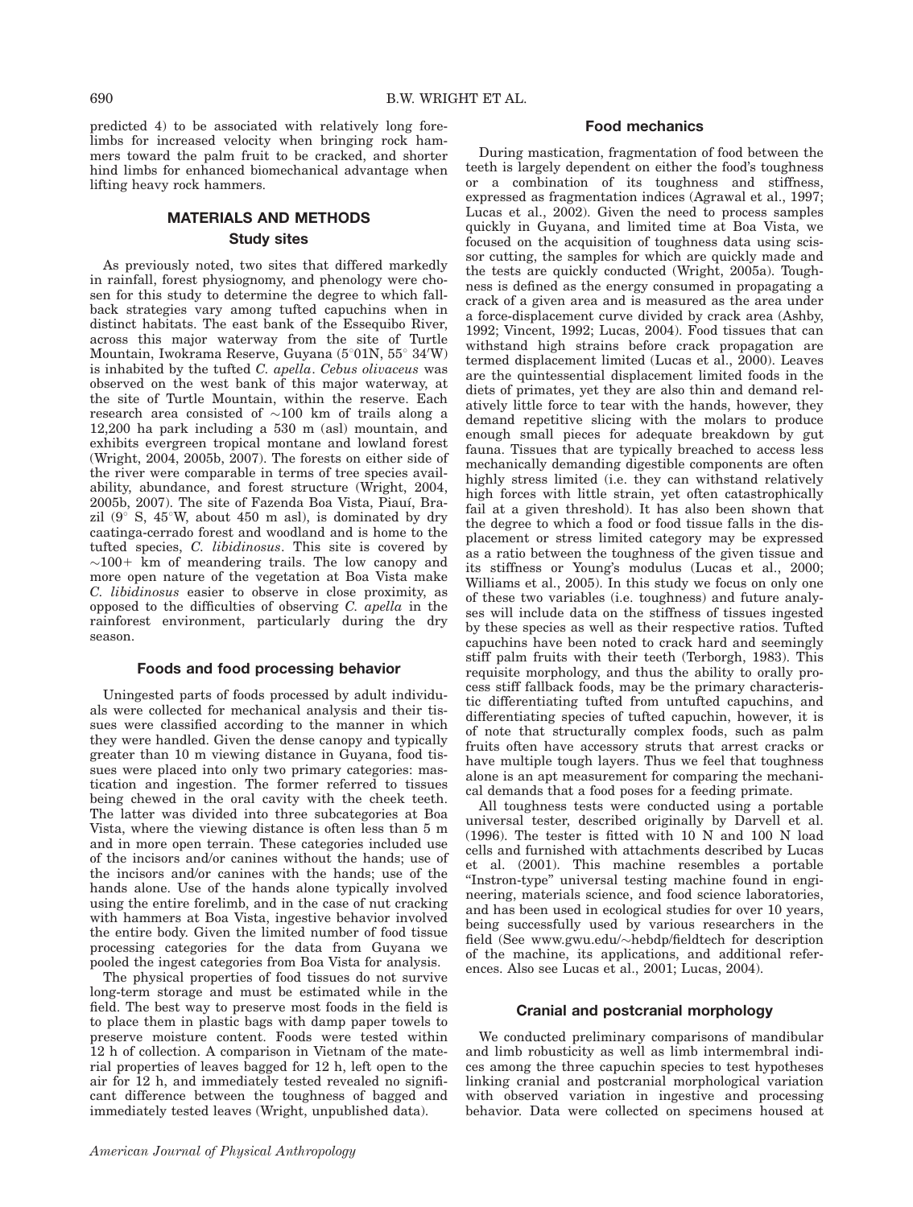predicted 4) to be associated with relatively long forelimbs for increased velocity when bringing rock hammers toward the palm fruit to be cracked, and shorter hind limbs for enhanced biomechanical advantage when lifting heavy rock hammers.

## MATERIALS AND METHODS

### Study sites

As previously noted, two sites that differed markedly in rainfall, forest physiognomy, and phenology were chosen for this study to determine the degree to which fallback strategies vary among tufted capuchins when in distinct habitats. The east bank of the Essequibo River, across this major waterway from the site of Turtle Mountain, Iwokrama Reserve, Guyana (5°01N, 55° 34′W) is inhabited by the tufted *C. apella*. *Cebus olivaceus* was observed on the west bank of this major waterway, at the site of Turtle Mountain, within the reserve. Each research area consisted of ~100 km of trails along a 12,200 ha park including a 530 m (asl) mountain, and exhibits evergreen tropical montane and lowland forest (Wright, 2004, 2005b, 2007). The forests on either side of the river were comparable in terms of tree species availability, abundance, and forest structure (Wright, 2004, 2005b, 2007). The site of Fazenda Boa Vista, Piauí, Brazil (9° S, 45°W, about 450 m asl), is dominated by dry caatinga-cerrado forest and woodland and is home to the tufted species, *C. libidinosus*. This site is covered by ~100+ km of meandering trails. The low canopy and more open nature of the vegetation at Boa Vista make *C. libidinosus* easier to observe in close proximity, as opposed to the difficulties of observing *C. apella* in the rainforest environment, particularly during the dry season.

### Foods and food processing behavior

Uningested parts of foods processed by adult individuals were collected for mechanical analysis and their tissues were classified according to the manner in which they were handled. Given the dense canopy and typically greater than 10 m viewing distance in Guyana, food tissues were placed into only two primary categories: mastication and ingestion. The former referred to tissues being chewed in the oral cavity with the cheek teeth. The latter was divided into three subcategories at Boa Vista, where the viewing distance is often less than 5 m and in more open terrain. These categories included use of the incisors and/or canines without the hands; use of the incisors and/or canines with the hands; use of the hands alone. Use of the hands alone typically involved using the entire forelimb, and in the case of nut cracking with hammers at Boa Vista, ingestive behavior involved the entire body. Given the limited number of food tissue processing categories for the data from Guyana we pooled the ingest categories from Boa Vista for analysis.

The physical properties of food tissues do not survive long-term storage and must be estimated while in the field. The best way to preserve most foods in the field is to place them in plastic bags with damp paper towels to preserve moisture content. Foods were tested within 12 h of collection. A comparison in Vietnam of the material properties of leaves bagged for 12 h, left open to the air for 12 h, and immediately tested revealed no significant difference between the toughness of bagged and immediately tested leaves (Wright, unpublished data).

### Food mechanics

During mastication, fragmentation of food between the teeth is largely dependent on either the food's toughness or a combination of its toughness and stiffness, expressed as fragmentation indices (Agrawal et al., 1997; Lucas et al., 2002). Given the need to process samples quickly in Guyana, and limited time at Boa Vista, we focused on the acquisition of toughness data using scissor cutting, the samples for which are quickly made and the tests are quickly conducted (Wright, 2005a). Toughness is defined as the energy consumed in propagating a crack of a given area and is measured as the area under a force-displacement curve divided by crack area (Ashby, 1992; Vincent, 1992; Lucas, 2004). Food tissues that can withstand high strains before crack propagation are termed displacement limited (Lucas et al., 2000). Leaves are the quintessential displacement limited foods in the diets of primates, yet they are also thin and demand relatively little force to tear with the hands, however, they demand repetitive slicing with the molars to produce enough small pieces for adequate breakdown by gut fauna. Tissues that are typically breached to access less mechanically demanding digestible components are often highly stress limited (i.e. they can withstand relatively high forces with little strain, yet often catastrophically fail at a given threshold). It has also been shown that the degree to which a food or food tissue falls in the displacement or stress limited category may be expressed as a ratio between the toughness of the given tissue and its stiffness or Young's modulus (Lucas et al., 2000; Williams et al., 2005). In this study we focus on only one of these two variables (i.e. toughness) and future analyses will include data on the stiffness of tissues ingested by these species as well as their respective ratios. Tufted capuchins have been noted to crack hard and seemingly stiff palm fruits with their teeth (Terborgh, 1983). This requisite morphology, and thus the ability to orally process stiff fallback foods, may be the primary characteristic differentiating tufted from untufted capuchins, and differentiating species of tufted capuchin, however, it is of note that structurally complex foods, such as palm fruits often have accessory struts that arrest cracks or have multiple tough layers. Thus we feel that toughness alone is an apt measurement for comparing the mechanical demands that a food poses for a feeding primate.

All toughness tests were conducted using a portable universal tester, described originally by Darvell et al. (1996). The tester is fitted with 10 N and 100 N load cells and furnished with attachments described by Lucas et al. (2001). This machine resembles a portable "Instron-type" universal testing machine found in engineering, materials science, and food science laboratories, and has been used in ecological studies for over 10 years, being successfully used by various researchers in the field (See www.gwu.edu/~hebdp/fieldtech for description of the machine, its applications, and additional references. Also see Lucas et al., 2001; Lucas, 2004).

### Cranial and postcranial morphology

We conducted preliminary comparisons of mandibular and limb robusticity as well as limb intermembral indices among the three capuchin species to test hypotheses linking cranial and postcranial morphological variation with observed variation in ingestive and processing behavior. Data were collected on specimens housed at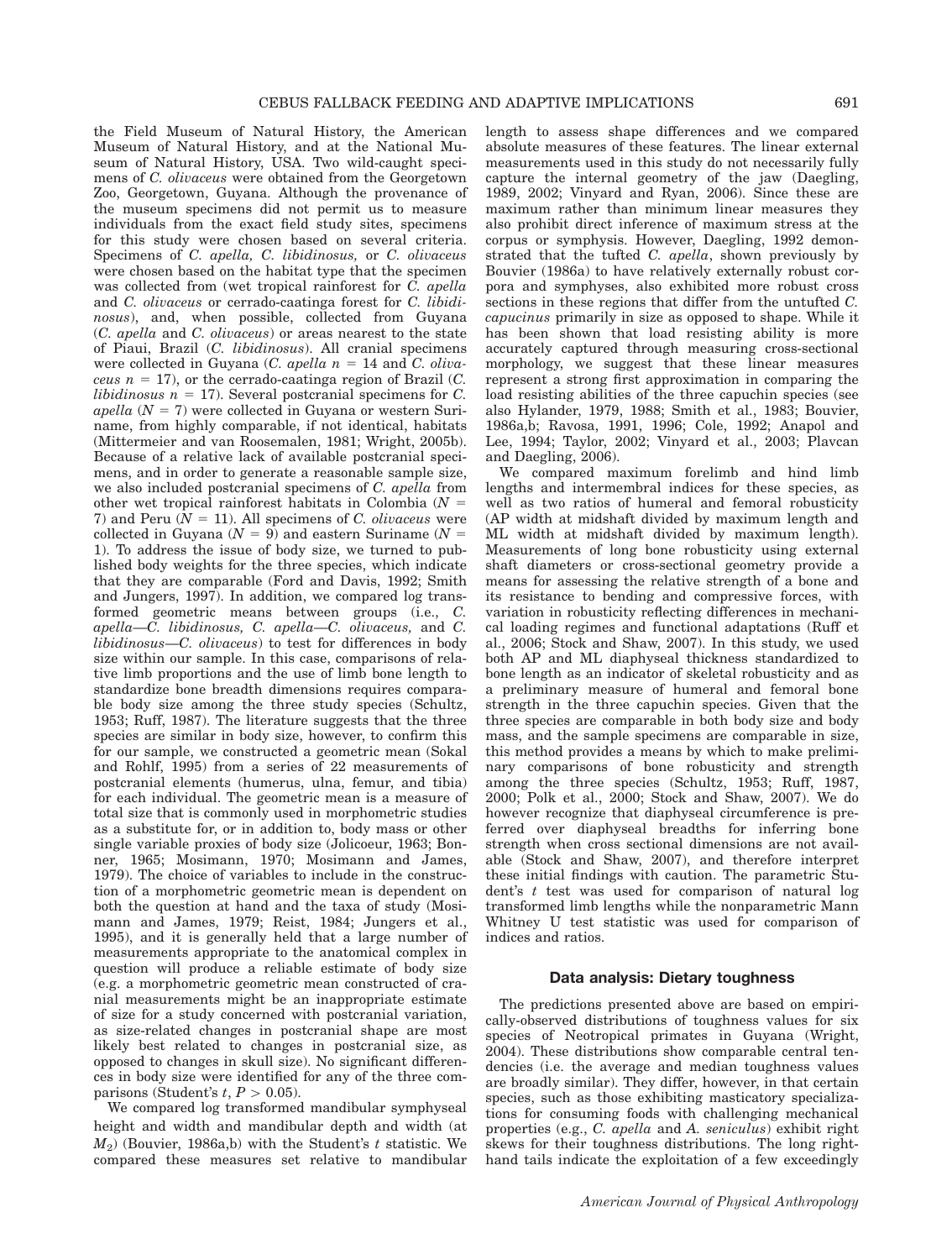the Field Museum of Natural History, the American Museum of Natural History, and at the National Museum of Natural History, USA. Two wild-caught specimens of *C. olivaceus* were obtained from the Georgetown Zoo, Georgetown, Guyana. Although the provenance of the museum specimens did not permit us to measure individuals from the exact field study sites, specimens for this study were chosen based on several criteria. Specimens of *C. apella, C. libidinosus,* or *C. olivaceus* were chosen based on the habitat type that the specimen was collected from (wet tropical rainforest for *C. apella* and *C. olivaceus* or cerrado-caatinga forest for *C. libidinosus*), and, when possible, collected from Guyana (*C. apella* and *C. olivaceus*) or areas nearest to the state of Piaui, Brazil (*C. libidinosus*). All cranial specimens were collected in Guyana (*C. apella* $n = 14$ and *C. olivaceus* $n = 17$), or the cerrado-caatinga region of Brazil (*C. libidinosus* $n = 17$). Several postcranial specimens for *C. apella* ($N = 7$) were collected in Guyana or western Suriname, from highly comparable, if not identical, habitats (Mittermeier and van Roosemalen, 1981; Wright, 2005b). Because of a relative lack of available postcranial specimens, and in order to generate a reasonable sample size, we also included postcranial specimens of *C. apella* from other wet tropical rainforest habitats in Colombia ($N = 7$) and Peru ($N = 11$). All specimens of *C. olivaceus* were collected in Guyana ($N = 9$) and eastern Suriname ($N = 1$). To address the issue of body size, we turned to published body weights for the three species, which indicate that they are comparable (Ford and Davis, 1992; Smith and Jungers, 1997). In addition, we compared log transformed geometric means between groups (i.e., *C. apella—C. libidinosus, C. apella—C. olivaceus,* and *C. libidinosus—C. olivaceus*) to test for differences in body size within our sample. In this case, comparisons of relative limb proportions and the use of limb bone length to standardize bone breadth dimensions requires comparable body size among the three study species (Schultz, 1953; Ruff, 1987). The literature suggests that the three species are similar in body size, however, to confirm this for our sample, we constructed a geometric mean (Sokal and Rohlf, 1995) from a series of 22 measurements of postcranial elements (humerus, ulna, femur, and tibia) for each individual. The geometric mean is a measure of total size that is commonly used in morphometric studies as a substitute for, or in addition to, body mass or other single variable proxies of body size (Jolicoeur, 1963; Bonner, 1965; Mosimann, 1970; Mosimann and James, 1979). The choice of variables to include in the construction of a morphometric geometric mean is dependent on both the question at hand and the taxa of study (Mosimann and James, 1979; Reist, 1984; Jungers et al., 1995), and it is generally held that a large number of measurements appropriate to the anatomical complex in question will produce a reliable estimate of body size (e.g. a morphometric geometric mean constructed of cranial measurements might be an inappropriate estimate of size for a study concerned with postcranial variation, as size-related changes in postcranial shape are most likely best related to changes in postcranial size, as opposed to changes in skull size). No significant differences in body size were identified for any of the three comparisons (Student's $t$, $P > 0.05$).

We compared log transformed mandibular symphyseal height and width and mandibular depth and width (at $M_2$) (Bouvier, 1986a,b) with the Student's $t$ statistic. We compared these measures set relative to mandibular length to assess shape differences and we compared absolute measures of these features. The linear external measurements used in this study do not necessarily fully capture the internal geometry of the jaw (Daegling, 1989, 2002; Vinyard and Ryan, 2006). Since these are maximum rather than minimum linear measures they also prohibit direct inference of maximum stress at the corpus or symphysis. However, Daegling, 1992 demonstrated that the tufted *C. apella*, shown previously by Bouvier (1986a) to have relatively externally robust corpora and symphyses, also exhibited more robust cross sections in these regions that differ from the untufted *C. capucinus* primarily in size as opposed to shape. While it has been shown that load resisting ability is more accurately captured through measuring cross-sectional morphology, we suggest that these linear measures represent a strong first approximation in comparing the load resisting abilities of the three capuchin species (see also Hylander, 1979, 1988; Smith et al., 1983; Bouvier, 1986a,b; Ravosa, 1991, 1996; Cole, 1992; Anapol and Lee, 1994; Taylor, 2002; Vinyard et al., 2003; Plavcan and Daegling, 2006).

We compared maximum forelimb and hind limb lengths and intermembral indices for these species, as well as two ratios of humeral and femoral robusticity (AP width at midshaft divided by maximum length and ML width at midshaft divided by maximum length). Measurements of long bone robusticity using external shaft diameters or cross-sectional geometry provide a means for assessing the relative strength of a bone and its resistance to bending and compressive forces, with variation in robusticity reflecting differences in mechanical loading regimes and functional adaptations (Ruff et al., 2006; Stock and Shaw, 2007). In this study, we used both AP and ML diaphyseal thickness standardized to bone length as an indicator of skeletal robusticity and as a preliminary measure of humeral and femoral bone strength in the three capuchin species. Given that the three species are comparable in both body size and body mass, and the sample specimens are comparable in size, this method provides a means by which to make preliminary comparisons of bone robusticity and strength among the three species (Schultz, 1953; Ruff, 1987, 2000; Polk et al., 2000; Stock and Shaw, 2007). We do however recognize that diaphyseal circumference is preferred over diaphyseal breadths for inferring bone strength when cross sectional dimensions are not available (Stock and Shaw, 2007), and therefore interpret these initial findings with caution. The parametric Student's $t$ test was used for comparison of natural log transformed limb lengths while the nonparametric Mann Whitney U test statistic was used for comparison of indices and ratios.

### Data analysis: Dietary toughness

The predictions presented above are based on empirically-observed distributions of toughness values for six species of Neotropical primates in Guyana (Wright, 2004). These distributions show comparable central tendencies (i.e. the average and median toughness values are broadly similar). They differ, however, in that certain species, such as those exhibiting masticatory specializations for consuming foods with challenging mechanical properties (e.g., *C. apella* and *A. seniculus*) exhibit right skews for their toughness distributions. The long right-hand tails indicate the exploitation of a few exceedingly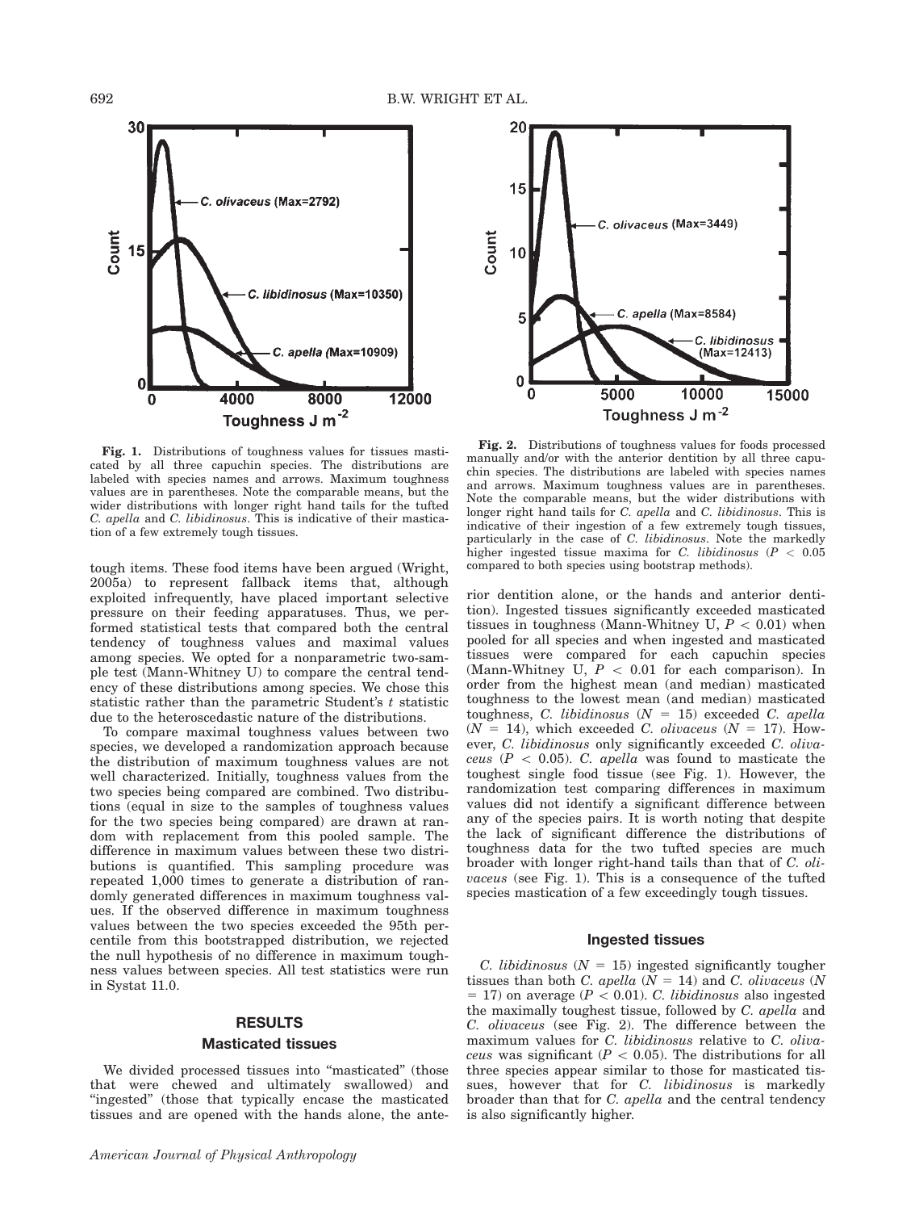**Fig. 1.** Distributions of toughness values for tissues masticated by all three capuchin species. The distributions are labeled with species names and arrows. Maximum toughness values are in parentheses. Note the comparable means, but the wider distributions with longer right hand tails for the tufted *C. apella* and *C. libidinosus*. This is indicative of their mastication of a few extremely tough tissues.

**Fig. 2.** Distributions of toughness values for foods processed manually and/or with the anterior dentition by all three capuchin species. The distributions are labeled with species names and arrows. Maximum toughness values are in parentheses. Note the comparable means, but the wider distributions with longer right hand tails for *C. apella* and *C. libidinosus*. This is indicative of their ingestion of a few extremely tough tissues, particularly in the case of *C. libidinosus*. Note the markedly higher ingested tissue maxima for *C. libidinosus* ($P < 0.05$ compared to both species using bootstrap methods).

tough items. These food items have been argued (Wright, 2005a) to represent fallback items that, although exploited infrequently, have placed important selective pressure on their feeding apparatuses. Thus, we performed statistical tests that compared both the central tendency of toughness values and maximal values among species. We opted for a nonparametric two-sample test (Mann-Whitney U) to compare the central tendency of these distributions among species. We chose this statistic rather than the parametric Student's $t$ statistic due to the heteroscedastic nature of the distributions.

To compare maximal toughness values between two species, we developed a randomization approach because the distribution of maximum toughness values are not well characterized. Initially, toughness values from the two species being compared are combined. Two distributions (equal in size to the samples of toughness values for the two species being compared) are drawn at random with replacement from this pooled sample. The difference in maximum values between these two distributions is quantified. This sampling procedure was repeated 1,000 times to generate a distribution of randomly generated differences in maximum toughness values. If the observed difference in maximum toughness values between the two species exceeded the 95th percentile from this bootstrapped distribution, we rejected the null hypothesis of no difference in maximum toughness values between species. All test statistics were run in Systat 11.0.

## RESULTS

### Masticated tissues

We divided processed tissues into "masticated" (those that were chewed and ultimately swallowed) and "ingested" (those that typically encase the masticated tissues and are opened with the hands alone, the anterior dentition alone, or the hands and anterior dentition). Ingested tissues significantly exceeded masticated tissues in toughness (Mann-Whitney U, $P < 0.01$) when pooled for all species and when ingested and masticated tissues were compared for each capuchin species (Mann-Whitney U, $P < 0.01$ for each comparison). In order from the highest mean (and median) masticated toughness to the lowest mean (and median) masticated toughness, *C. libidinosus* ($N = 15$) exceeded *C. apella* ($N = 14$), which exceeded *C. olivaceus* ($N = 17$). However, *C. libidinosus* only significantly exceeded *C. olivaceus* ($P < 0.05$). *C. apella* was found to masticate the toughest single food tissue (see Fig. 1). However, the randomization test comparing differences in maximum values did not identify a significant difference between any of the species pairs. It is worth noting that despite the lack of significant difference the distributions of toughness data for the two tufted species are much broader with longer right-hand tails than that of *C. olivaceus* (see Fig. 1). This is a consequence of the tufted species mastication of a few exceedingly tough tissues.

### Ingested tissues

*C. libidinosus* ($N = 15$) ingested significantly tougher tissues than both *C. apella* ($N = 14$) and *C. olivaceus* ($N = 17$) on average ($P < 0.01$). *C. libidinosus* also ingested the maximally toughest tissue, followed by *C. apella* and *C. olivaceus* (see Fig. 2). The difference between the maximum values for *C. libidinosus* relative to *C. olivaceus* was significant ($P < 0.05$). The distributions for all three species appear similar to those for masticated tissues, however that for *C. libidinosus* is markedly broader than that for *C. apella* and the central tendency is also significantly higher.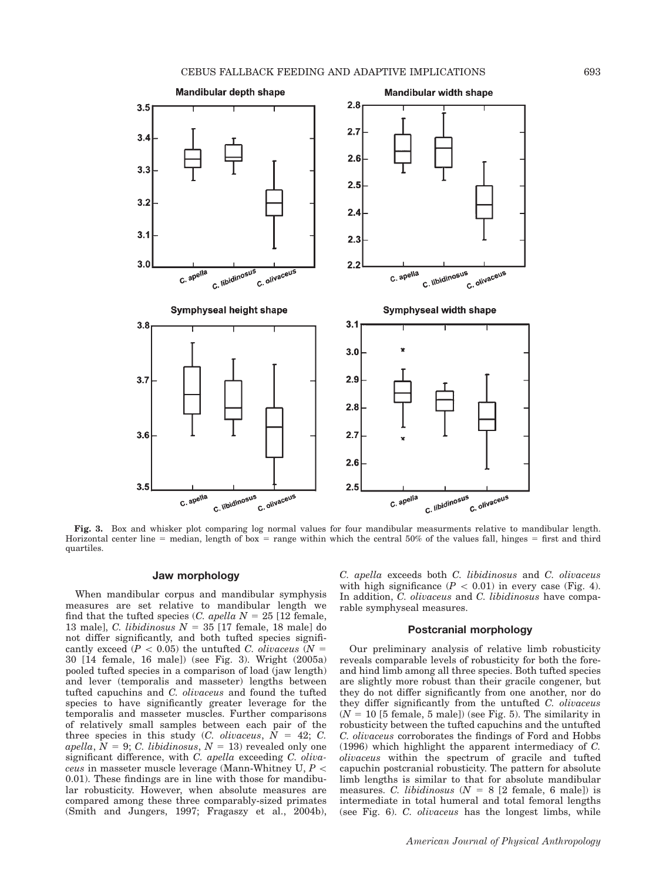**Fig. 3.** Box and whisker plot comparing log normal values for four mandibular measurments relative to mandibular length. Horizontal center line = median, length of box = range within which the central 50% of the values fall, hinges = first and third quartiles.

### Jaw morphology

When mandibular corpus and mandibular symphysis measures are set relative to mandibular length we find that the tufted species (*C. apella* $N = 25$ [12 female, 13 male], *C. libidinosus* $N = 35$ [17 female, 18 male] do not differ significantly, and both tufted species significantly exceed ($P < 0.05$) the untufted *C. olivaceus* ($N = 30$ [14 female, 16 male]) (see Fig. 3). Wright (2005a) pooled tufted species in a comparison of load (jaw length) and lever (temporalis and masseter) lengths between tufted capuchins and *C. olivaceus* and found the tufted species to have significantly greater leverage for the temporalis and masseter muscles. Further comparisons of relatively small samples between each pair of the three species in this study (*C. olivaceus*, $N = 42$; *C. apella*, $N = 9$; *C. libidinosus*, $N = 13$) revealed only one significant difference, with *C. apella* exceeding *C. olivaceus* in masseter muscle leverage (Mann-Whitney U, $P < 0.01$). These findings are in line with those for mandibular robusticity. However, when absolute measures are compared among these three comparably-sized primates (Smith and Jungers, 1997; Fragaszy et al., 2004b), *C. apella* exceeds both *C. libidinosus* and *C. olivaceus* with high significance ($P < 0.01$) in every case (Fig. 4). In addition, *C. olivaceus* and *C. libidinosus* have comparable symphyseal measures.

### Postcranial morphology

Our preliminary analysis of relative limb robusticity reveals comparable levels of robusticity for both the fore- and hind limb among all three species. Both tufted species are slightly more robust than their gracile congener, but they do not differ significantly from one another, nor do they differ significantly from the untufted *C. olivaceus* ($N = 10$ [5 female, 5 male]) (see Fig. 5). The similarity in robusticity between the tufted capuchins and the untufted *C. olivaceus* corroborates the findings of Ford and Hobbs (1996) which highlight the apparent intermediacy of *C. olivaceus* within the spectrum of gracile and tufted capuchin postcranial robusticity. The pattern for absolute limb lengths is similar to that for absolute mandibular measures. *C. libidinosus* ($N = 8$ [2 female, 6 male]) is intermediate in total humeral and total femoral lengths (see Fig. 6). *C. olivaceus* has the longest limbs, while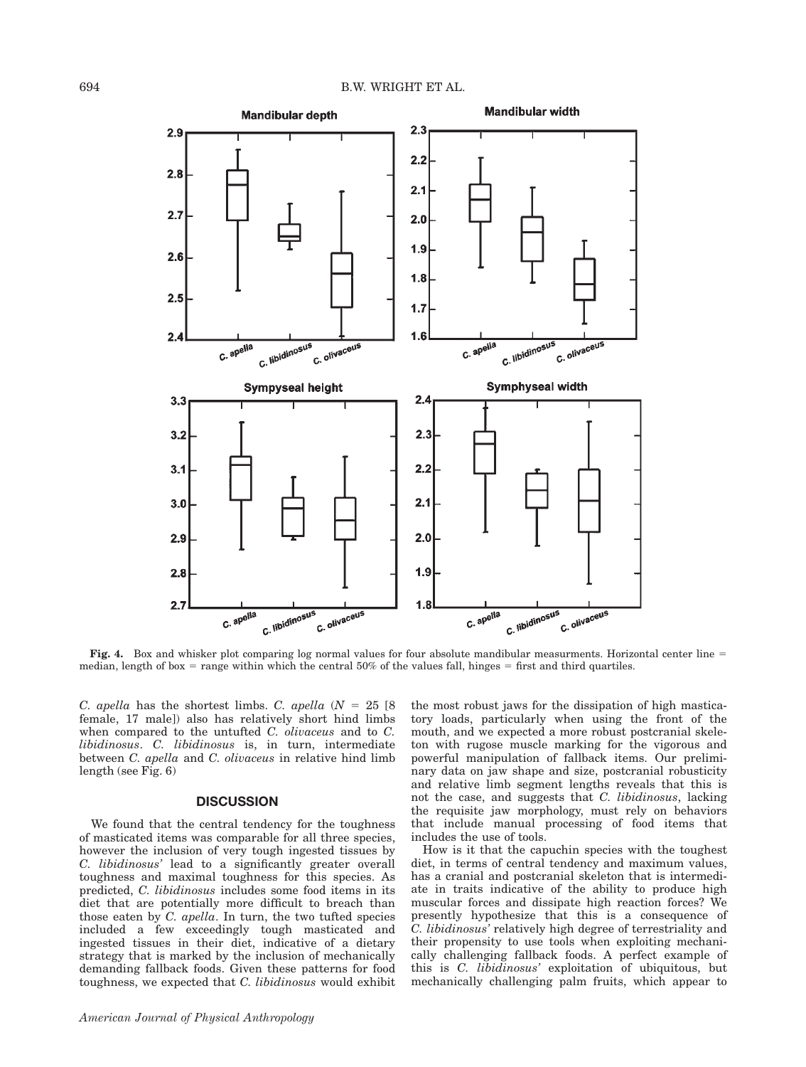**Fig. 4.** Box and whisker plot comparing log normal values for four absolute mandibular measurments. Horizontal center line = median, length of box = range within which the central 50% of the values fall, hinges = first and third quartiles.

*C. apella* has the shortest limbs. *C. apella* ($N$ = 25 [8 female, 17 male]) also has relatively short hind limbs when compared to the untufted *C. olivaceus* and to *C. libidinosus*. *C. libidinosus* is, in turn, intermediate between *C. apella* and *C. olivaceus* in relative hind limb length (see Fig. 6)

## DISCUSSION

We found that the central tendency for the toughness of masticated items was comparable for all three species, however the inclusion of very tough ingested tissues by *C. libidinosus'* lead to a significantly greater overall toughness and maximal toughness for this species. As predicted, *C. libidinosus* includes some food items in its diet that are potentially more difficult to breach than those eaten by *C. apella*. In turn, the two tufted species included a few exceedingly tough masticated and ingested tissues in their diet, indicative of a dietary strategy that is marked by the inclusion of mechanically demanding fallback foods. Given these patterns for food toughness, we expected that *C. libidinosus* would exhibit the most robust jaws for the dissipation of high masticatory loads, particularly when using the front of the mouth, and we expected a more robust postcranial skeleton with rugose muscle marking for the vigorous and powerful manipulation of fallback items. Our preliminary data on jaw shape and size, postcranial robusticity and relative limb segment lengths reveals that this is not the case, and suggests that *C. libidinosus*, lacking the requisite jaw morphology, must rely on behaviors that include manual processing of food items that includes the use of tools.

How is it that the capuchin species with the toughest diet, in terms of central tendency and maximum values, has a cranial and postcranial skeleton that is intermediate in traits indicative of the ability to produce high muscular forces and dissipate high reaction forces? We presently hypothesize that this is a consequence of *C. libidinosus'* relatively high degree of terrestriality and their propensity to use tools when exploiting mechanically challenging fallback foods. A perfect example of this is *C. libidinosus'* exploitation of ubiquitous, but mechanically challenging palm fruits, which appear to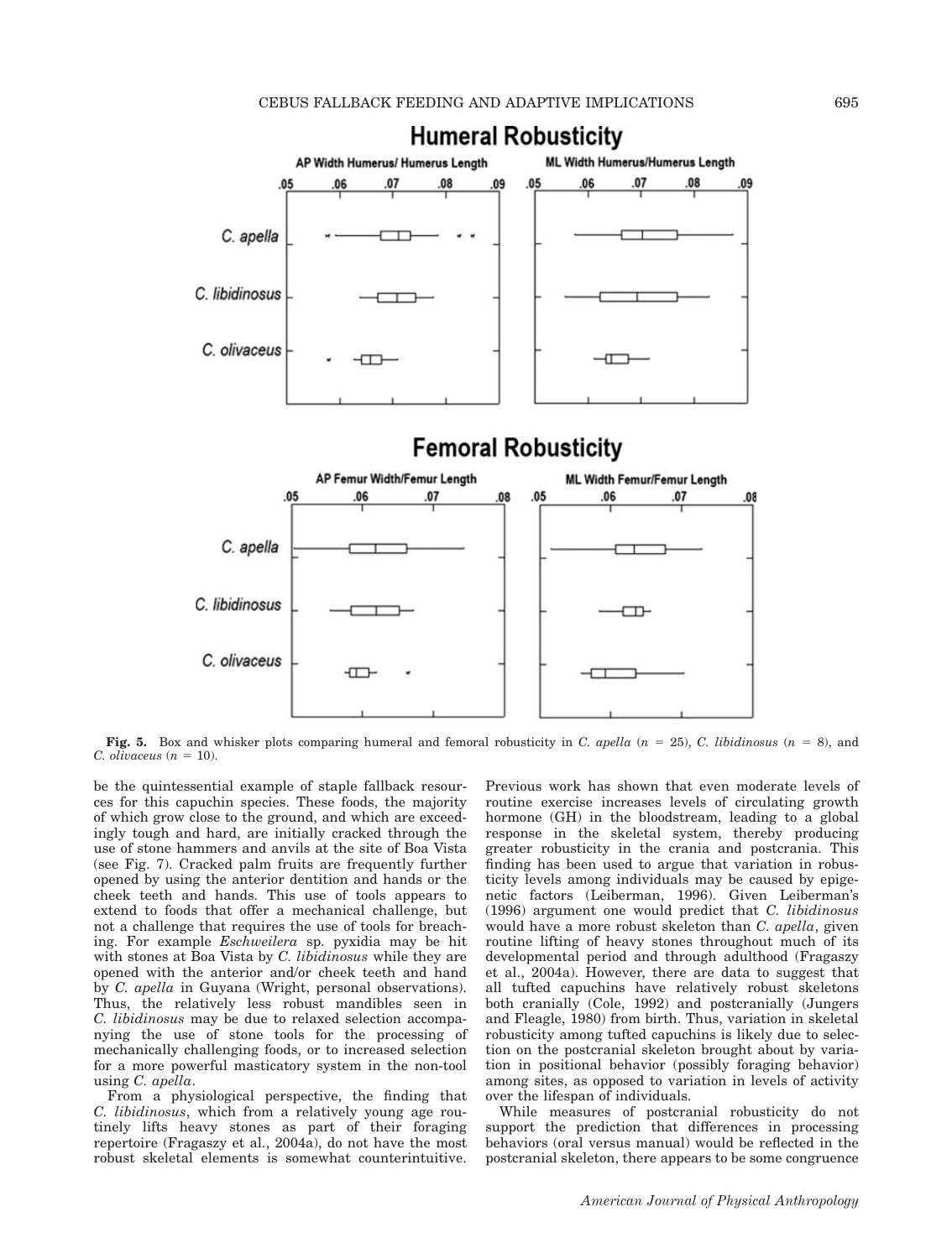# Humeral Robusticity

AP Width Humerus/ Humerus Length

.05 .06 .07 .08 .09

ML Width Humerus/Humerus Length

.05 .06 .07 .08 .09

C. apella

C. libidinosus

C. olivaceus

# Femoral Robusticity

AP Femur Width/Femur Length

.05 .06 .07 .08

ML Width Femur/Femur Length

.05 .06 .07 .08

C. apella

C. libidinosus

C. olivaceus

**Fig. 5.** Box and whisker plots comparing humeral and femoral robusticity in *C. apella* ($n = 25$), *C. libidinosus* ($n = 8$), and *C. olivaceus* ($n = 10$).

be the quintessential example of staple fallback resources for this capuchin species. These foods, the majority of which grow close to the ground, and which are exceedingly tough and hard, are initially cracked through the use of stone hammers and anvils at the site of Boa Vista (see Fig. 7). Cracked palm fruits are frequently further opened by using the anterior dentition and hands or the cheek teeth and hands. This use of tools appears to extend to foods that offer a mechanical challenge, but not a challenge that requires the use of tools for breaching. For example *Eschweilera* sp. pyxidia may be hit with stones at Boa Vista by *C. libidinosus* while they are opened with the anterior and/or cheek teeth and hand by *C. apella* in Guyana (Wright, personal observations). Thus, the relatively less robust mandibles seen in *C. libidinosus* may be due to relaxed selection accompanying the use of stone tools for the processing of mechanically challenging foods, or to increased selection for a more powerful masticatory system in the non-tool using *C. apella*.

From a physiological perspective, the finding that *C. libidinosus*, which from a relatively young age routinely lifts heavy stones as part of their foraging repertoire (Fragaszy et al., 2004a), do not have the most robust skeletal elements is somewhat counterintuitive. Previous work has shown that even moderate levels of routine exercise increases levels of circulating growth hormone (GH) in the bloodstream, leading to a global response in the skeletal system, thereby producing greater robusticity in the crania and postcrania. This finding has been used to argue that variation in robusticity levels among individuals may be caused by epigenetic factors (Leiberman, 1996). Given Leiberman's (1996) argument one would predict that *C. libidinosus* would have a more robust skeleton than *C. apella*, given routine lifting of heavy stones throughout much of its developmental period and through adulthood (Fragaszy et al., 2004a). However, there are data to suggest that all tufted capuchins have relatively robust skeletons both cranially (Cole, 1992) and postcranially (Jungers and Fleagle, 1980) from birth. Thus, variation in skeletal robusticity among tufted capuchins is likely due to selection on the postcranial skeleton brought about by variation in positional behavior (possibly foraging behavior) among sites, as opposed to variation in levels of activity over the lifespan of individuals.

While measures of postcranial robusticity do not support the prediction that differences in processing behaviors (oral versus manual) would be reflected in the postcranial skeleton, there appears to be some congruence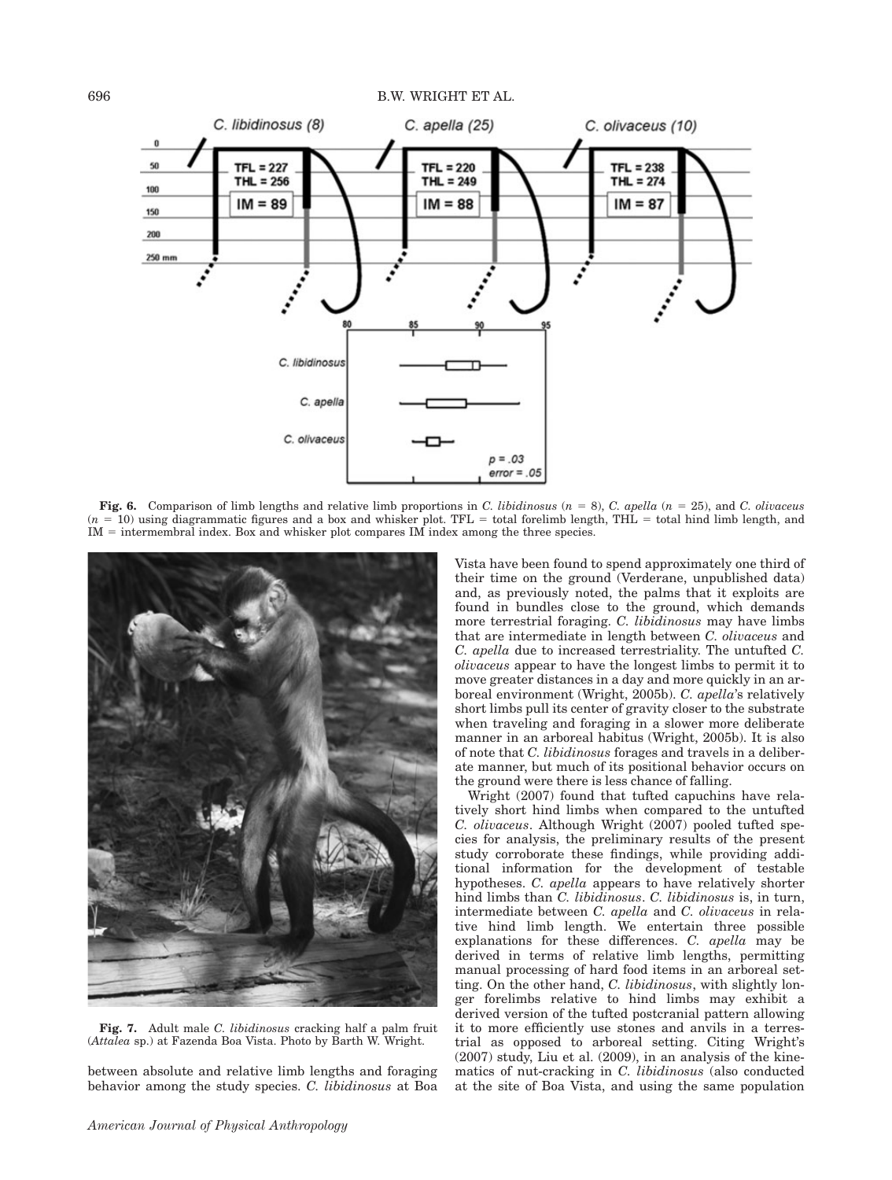**Fig. 6.** Comparison of limb lengths and relative limb proportions in *C. libidinosus* ($n$ = 8), *C. apella* ($n$ = 25), and *C. olivaceus* ($n$ = 10) using diagrammatic figures and a box and whisker plot. TFL = total forelimb length, THL = total hind limb length, and IM = intermembral index. Box and whisker plot compares IM index among the three species.

**Fig. 7.** Adult male *C. libidinosus* cracking half a palm fruit (*Attalea* sp.) at Fazenda Boa Vista. Photo by Barth W. Wright.

between absolute and relative limb lengths and foraging behavior among the study species. *C. libidinosus* at Boa Vista have been found to spend approximately one third of their time on the ground (Verderane, unpublished data) and, as previously noted, the palms that it exploits are found in bundles close to the ground, which demands more terrestrial foraging. *C. libidinosus* may have limbs that are intermediate in length between *C. olivaceus* and *C. apella* due to increased terrestriality. The untufted *C. olivaceus* appear to have the longest limbs to permit it to move greater distances in a day and more quickly in an arboreal environment (Wright, 2005b). *C. apella*'s relatively short limbs pull its center of gravity closer to the substrate when traveling and foraging in a slower more deliberate manner in an arboreal habitus (Wright, 2005b). It is also of note that *C. libidinosus* forages and travels in a deliberate manner, but much of its positional behavior occurs on the ground were there is less chance of falling.

Wright (2007) found that tufted capuchins have relatively short hind limbs when compared to the untufted *C. olivaceus*. Although Wright (2007) pooled tufted species for analysis, the preliminary results of the present study corroborate these findings, while providing additional information for the development of testable hypotheses. *C. apella* appears to have relatively shorter hind limbs than *C. libidinosus*. *C. libidinosus* is, in turn, intermediate between *C. apella* and *C. olivaceus* in relative hind limb length. We entertain three possible explanations for these differences. *C. apella* may be derived in terms of relative limb lengths, permitting manual processing of hard food items in an arboreal setting. On the other hand, *C. libidinosus*, with slightly longer forelimbs relative to hind limbs may exhibit a derived version of the tufted postcranial pattern allowing it to more efficiently use stones and anvils in a terrestrial as opposed to arboreal setting. Citing Wright's (2007) study, Liu et al. (2009), in an analysis of the kinematics of nut-cracking in *C. libidinosus* (also conducted at the site of Boa Vista, and using the same population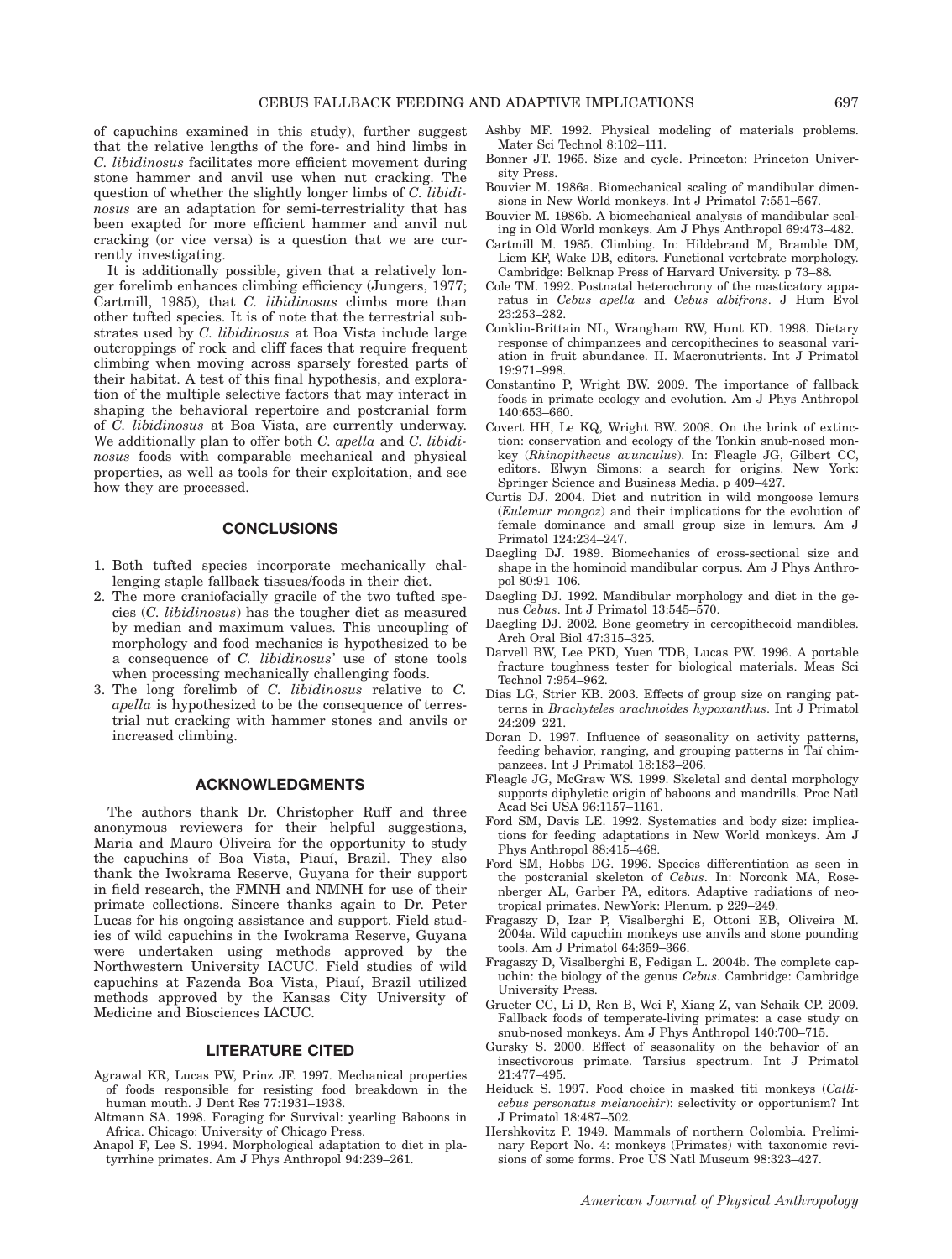of capuchins examined in this study), further suggest that the relative lengths of the fore- and hind limbs in *C. libidinosus* facilitates more efficient movement during stone hammer and anvil use when nut cracking. The question of whether the slightly longer limbs of *C. libidinosus* are an adaptation for semi-terrestriality that has been exapted for more efficient hammer and anvil nut cracking (or vice versa) is a question that we are currently investigating.

It is additionally possible, given that a relatively longer forelimb enhances climbing efficiency (Jungers, 1977; Cartmill, 1985), that *C. libidinosus* climbs more than other tufted species. It is of note that the terrestrial substrates used by *C. libidinosus* at Boa Vista include large outcroppings of rock and cliff faces that require frequent climbing when moving across sparsely forested parts of their habitat. A test of this final hypothesis, and exploration of the multiple selective factors that may interact in shaping the behavioral repertoire and postcranial form of *C. libidinosus* at Boa Vista, are currently underway. We additionally plan to offer both *C. apella* and *C. libidinosus* foods with comparable mechanical and physical properties, as well as tools for their exploitation, and see how they are processed.

## CONCLUSIONS

1. Both tufted species incorporate mechanically challenging staple fallback tissues/foods in their diet.
2. The more craniofacially gracile of the two tufted species (*C. libidinosus*) has the tougher diet as measured by median and maximum values. This uncoupling of morphology and food mechanics is hypothesized to be a consequence of *C. libidinosus'* use of stone tools when processing mechanically challenging foods.
3. The long forelimb of *C. libidinosus* relative to *C. apella* is hypothesized to be the consequence of terrestrial nut cracking with hammer stones and anvils or increased climbing.

## ACKNOWLEDGMENTS

The authors thank Dr. Christopher Ruff and three anonymous reviewers for their helpful suggestions, Maria and Mauro Oliveira for the opportunity to study the capuchins of Boa Vista, Piauí, Brazil. They also thank the Iwokrama Reserve, Guyana for their support in field research, the FMNH and NMNH for use of their primate collections. Sincere thanks again to Dr. Peter Lucas for his ongoing assistance and support. Field studies of wild capuchins in the Iwokrama Reserve, Guyana were undertaken using methods approved by the Northwestern University IACUC. Field studies of wild capuchins at Fazenda Boa Vista, Piauí, Brazil utilized methods approved by the Kansas City University of Medicine and Biosciences IACUC.

## LITERATURE CITED

Agrawal KR, Lucas PW, Prinz JF. 1997. Mechanical properties of foods responsible for resisting food breakdown in the human mouth. J Dent Res 77:1931–1938.

Altmann SA. 1998. Foraging for Survival: yearling Baboons in Africa. Chicago: University of Chicago Press.

Anapol F, Lee S. 1994. Morphological adaptation to diet in platyrrhine primates. Am J Phys Anthropol 94:239–261.

Ashby MF. 1992. Physical modeling of materials problems. Mater Sci Technol 8:102–111.

Bonner JT. 1965. Size and cycle. Princeton: Princeton University Press.

Bouvier M. 1986a. Biomechanical scaling of mandibular dimensions in New World monkeys. Int J Primatol 7:551–567.

Bouvier M. 1986b. A biomechanical analysis of mandibular scaling in Old World monkeys. Am J Phys Anthropol 69:473–482.

Cartmill M. 1985. Climbing. In: Hildebrand M, Bramble DM, Liem KF, Wake DB, editors. Functional vertebrate morphology. Cambridge: Belknap Press of Harvard University. p 73–88.

Cole TM. 1992. Postnatal heterochrony of the masticatory apparatus in *Cebus apella* and *Cebus albifrons*. J Hum Evol 23:253–282.

Conklin-Brittain NL, Wrangham RW, Hunt KD. 1998. Dietary response of chimpanzees and cercopithecines to seasonal variation in fruit abundance. II. Macronutrients. Int J Primatol 19:971–998.

Constantino P, Wright BW. 2009. The importance of fallback foods in primate ecology and evolution. Am J Phys Anthropol 140:653–660.

Covert HH, Le KQ, Wright BW. 2008. On the brink of extinction: conservation and ecology of the Tonkin snub-nosed monkey (*Rhinopithecus avunculus*). In: Fleagle JG, Gilbert CC, editors. Elwyn Simons: a search for origins. New York: Springer Science and Business Media. p 409–427.

Curtis DJ. 2004. Diet and nutrition in wild mongoose lemurs (*Eulemur mongoz*) and their implications for the evolution of female dominance and small group size in lemurs. Am J Primatol 124:234–247.

Daegling DJ. 1989. Biomechanics of cross-sectional size and shape in the hominoid mandibular corpus. Am J Phys Anthropol 80:91–106.

Daegling DJ. 1992. Mandibular morphology and diet in the genus *Cebus*. Int J Primatol 13:545–570.

Daegling DJ. 2002. Bone geometry in cercopithecoid mandibles. Arch Oral Biol 47:315–325.

Darvell BW, Lee PKD, Yuen TDB, Lucas PW. 1996. A portable fracture toughness tester for biological materials. Meas Sci Technol 7:954–962.

Dias LG, Strier KB. 2003. Effects of group size on ranging patterns in *Brachyteles arachnoides hypoxanthus*. Int J Primatol 24:209–221.

Doran D. 1997. Influence of seasonality on activity patterns, feeding behavior, ranging, and grouping patterns in Taï chimpanzees. Int J Primatol 18:183–206.

Fleagle JG, McGraw WS. 1999. Skeletal and dental morphology supports diphyletic origin of baboons and mandrills. Proc Natl Acad Sci USA 96:1157–1161.

Ford SM, Davis LE. 1992. Systematics and body size: implications for feeding adaptations in New World monkeys. Am J Phys Anthropol 88:415–468.

Ford SM, Hobbs DG. 1996. Species differentiation as seen in the postcranial skeleton of *Cebus*. In: Norconk MA, Rosenberger AL, Garber PA, editors. Adaptive radiations of neotropical primates. NewYork: Plenum. p 229–249.

Fragaszy D, Izar P, Visalberghi E, Ottoni EB, Oliveira M. 2004a. Wild capuchin monkeys use anvils and stone pounding tools. Am J Primatol 64:359–366.

Fragaszy D, Visalberghi E, Fedigan L. 2004b. The complete capuchin: the biology of the genus *Cebus*. Cambridge: Cambridge University Press.

Grueter CC, Li D, Ren B, Wei F, Xiang Z, van Schaik CP. 2009. Fallback foods of temperate-living primates: a case study on snub-nosed monkeys. Am J Phys Anthropol 140:700–715.

Gursky S. 2000. Effect of seasonality on the behavior of an insectivorous primate. Tarsius spectrum. Int J Primatol 21:477–495.

Heiduck S. 1997. Food choice in masked titi monkeys (*Callicebus personatus melanochir*): selectivity or opportunism? Int J Primatol 18:487–502.

Hershkovitz P. 1949. Mammals of northern Colombia. Preliminary Report No. 4: monkeys (Primates) with taxonomic revisions of some forms. Proc US Natl Museum 98:323–427.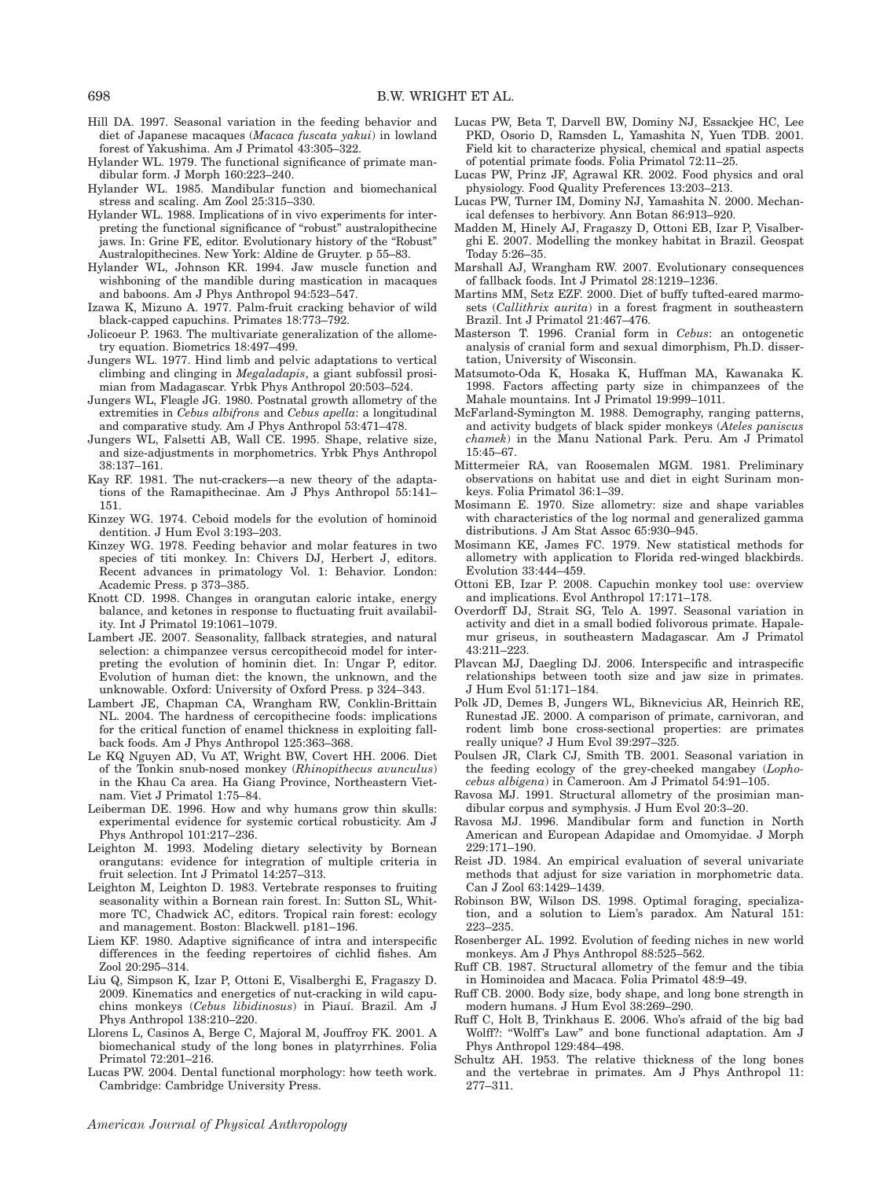Hill DA. 1997. Seasonal variation in the feeding behavior and diet of Japanese macaques (*Macaca fuscata yakui*) in lowland forest of Yakushima. Am J Primatol 43:305–322.

Hylander WL. 1979. The functional significance of primate mandibular form. J Morph 160:223–240.

Hylander WL. 1985. Mandibular function and biomechanical stress and scaling. Am Zool 25:315–330.

Hylander WL. 1988. Implications of in vivo experiments for interpreting the functional significance of "robust" australopithecine jaws. In: Grine FE, editor. Evolutionary history of the "Robust" Australopithecines. New York: Aldine de Gruyter. p 55–83.

Hylander WL, Johnson KR. 1994. Jaw muscle function and wishboning of the mandible during mastication in macaques and baboons. Am J Phys Anthropol 94:523–547.

Izawa K, Mizuno A. 1977. Palm-fruit cracking behavior of wild black-capped capuchins. Primates 18:773–792.

Jolicoeur P. 1963. The multivariate generalization of the allometry equation. Biometrics 18:497–499.

Jungers WL. 1977. Hind limb and pelvic adaptations to vertical climbing and clinging in *Megaladapis*, a giant subfossil prosimian from Madagascar. Yrbk Phys Anthropol 20:503–524.

Jungers WL, Fleagle JG. 1980. Postnatal growth allometry of the extremities in *Cebus albifrons* and *Cebus apella*: a longitudinal and comparative study. Am J Phys Anthropol 53:471–478.

Jungers WL, Falsetti AB, Wall CE. 1995. Shape, relative size, and size-adjustments in morphometrics. Yrbk Phys Anthropol 38:137–161.

Kay RF. 1981. The nut-crackers—a new theory of the adaptations of the Ramapithecinae. Am J Phys Anthropol 55:141–151.

Kinzey WG. 1974. Ceboid models for the evolution of hominoid dentition. J Hum Evol 3:193–203.

Kinzey WG. 1978. Feeding behavior and molar features in two species of titi monkey. In: Chivers DJ, Herbert J, editors. Recent advances in primatology Vol. 1: Behavior. London: Academic Press. p 373–385.

Knott CD. 1998. Changes in orangutan caloric intake, energy balance, and ketones in response to fluctuating fruit availability. Int J Primatol 19:1061–1079.

Lambert JE. 2007. Seasonality, fallback strategies, and natural selection: a chimpanzee versus cercopithecoid model for interpreting the evolution of hominin diet. In: Ungar P, editor. Evolution of human diet: the known, the unknown, and the unknowable. Oxford: University of Oxford Press. p 324–343.

Lambert JE, Chapman CA, Wrangham RW, Conklin-Brittain NL. 2004. The hardness of cercopithecine foods: implications for the critical function of enamel thickness in exploiting fallback foods. Am J Phys Anthropol 125:363–368.

Le KQ Nguyen AD, Vu AT, Wright BW, Covert HH. 2006. Diet of the Tonkin snub-nosed monkey (*Rhinopithecus avunculus*) in the Khau Ca area. Ha Giang Province, Northeastern Vietnam. Viet J Primatol 1:75–84.

Leiberman DE. 1996. How and why humans grow thin skulls: experimental evidence for systemic cortical robusticity. Am J Phys Anthropol 101:217–236.

Leighton M. 1993. Modeling dietary selectivity by Bornean orangutans: evidence for integration of multiple criteria in fruit selection. Int J Primatol 14:257–313.

Leighton M, Leighton D. 1983. Vertebrate responses to fruiting seasonality within a Bornean rain forest. In: Sutton SL, Whitmore TC, Chadwick AC, editors. Tropical rain forest: ecology and management. Boston: Blackwell. p181–196.

Liem KF. 1980. Adaptive significance of intra and interspecific differences in the feeding repertoires of cichlid fishes. Am Zool 20:295–314.

Liu Q, Simpson K, Izar P, Ottoni E, Visalberghi E, Fragaszy D. 2009. Kinematics and energetics of nut-cracking in wild capuchins monkeys (*Cebus libidinosus*) in Piauí. Brazil. Am J Phys Anthropol 138:210–220.

Llorens L, Casinos A, Berge C, Majoral M, Jouffroy FK. 2001. A biomechanical study of the long bones in platyrrhines. Folia Primatol 72:201–216.

Lucas PW. 2004. Dental functional morphology: how teeth work. Cambridge: Cambridge University Press.

Lucas PW, Beta T, Darvell BW, Dominy NJ, Essackjee HC, Lee PKD, Osorio D, Ramsden L, Yamashita N, Yuen TDB. 2001. Field kit to characterize physical, chemical and spatial aspects of potential primate foods. Folia Primatol 72:11–25.

Lucas PW, Prinz JF, Agrawal KR. 2002. Food physics and oral physiology. Food Quality Preferences 13:203–213.

Lucas PW, Turner IM, Dominy NJ, Yamashita N. 2000. Mechanical defenses to herbivory. Ann Botan 86:913–920.

Madden M, Hinely AJ, Fragaszy D, Ottoni EB, Izar P, Visalberghi E. 2007. Modelling the monkey habitat in Brazil. Geospat Today 5:26–35.

Marshall AJ, Wrangham RW. 2007. Evolutionary consequences of fallback foods. Int J Primatol 28:1219–1236.

Martins MM, Setz EZF. 2000. Diet of buffy tufted-eared marmosets (*Callithrix aurita*) in a forest fragment in southeastern Brazil. Int J Primatol 21:467–476.

Masterson T. 1996. Cranial form in *Cebus*: an ontogenetic analysis of cranial form and sexual dimorphism, Ph.D. dissertation, University of Wisconsin.

Matsumoto-Oda K, Hosaka K, Huffman MA, Kawanaka K. 1998. Factors affecting party size in chimpanzees of the Mahale mountains. Int J Primatol 19:999–1011.

McFarland-Symington M. 1988. Demography, ranging patterns, and activity budgets of black spider monkeys (*Ateles paniscus chamek*) in the Manu National Park. Peru. Am J Primatol 15:45–67.

Mittermeier RA, van Roosemalen MGM. 1981. Preliminary observations on habitat use and diet in eight Surinam monkeys. Folia Primatol 36:1–39.

Mosimann E. 1970. Size allometry: size and shape variables with characteristics of the log normal and generalized gamma distributions. J Am Stat Assoc 65:930–945.

Mosimann KE, James FC. 1979. New statistical methods for allometry with application to Florida red-winged blackbirds. Evolution 33:444–459.

Ottoni EB, Izar P. 2008. Capuchin monkey tool use: overview and implications. Evol Anthropol 17:171–178.

Overdorff DJ, Strait SG, Telo A. 1997. Seasonal variation in activity and diet in a small bodied folivorous primate. Hapalemur griseus, in southeastern Madagascar. Am J Primatol 43:211–223.

Plavcan MJ, Daegling DJ. 2006. Interspecific and intraspecific relationships between tooth size and jaw size in primates. J Hum Evol 51:171–184.

Polk JD, Demes B, Jungers WL, Biknevicius AR, Heinrich RE, Runestad JE. 2000. A comparison of primate, carnivoran, and rodent limb bone cross-sectional properties: are primates really unique? J Hum Evol 39:297–325.

Poulsen JR, Clark CJ, Smith TB. 2001. Seasonal variation in the feeding ecology of the grey-cheeked mangabey (*Lophocebus albigena*) in Cameroon. Am J Primatol 54:91–105.

Ravosa MJ. 1991. Structural allometry of the prosimian mandibular corpus and symphysis. J Hum Evol 20:3–20.

Ravosa MJ. 1996. Mandibular form and function in North American and European Adapidae and Omomyidae. J Morph 229:171–190.

Reist JD. 1984. An empirical evaluation of several univariate methods that adjust for size variation in morphometric data. Can J Zool 63:1429–1439.

Robinson BW, Wilson DS. 1998. Optimal foraging, specialization, and a solution to Liem's paradox. Am Natural 151: 223–235.

Rosenberger AL. 1992. Evolution of feeding niches in new world monkeys. Am J Phys Anthropol 88:525–562.

Ruff CB. 1987. Structural allometry of the femur and the tibia in Hominoidea and Macaca. Folia Primatol 48:9–49.

Ruff CB. 2000. Body size, body shape, and long bone strength in modern humans. J Hum Evol 38:269–290.

Ruff C, Holt B, Trinkhaus E. 2006. Who's afraid of the big bad Wolff?: "Wolff's Law" and bone functional adaptation. Am J Phys Anthropol 129:484–498.

Schultz AH. 1953. The relative thickness of the long bones and the vertebrae in primates. Am J Phys Anthropol 11: 277–311.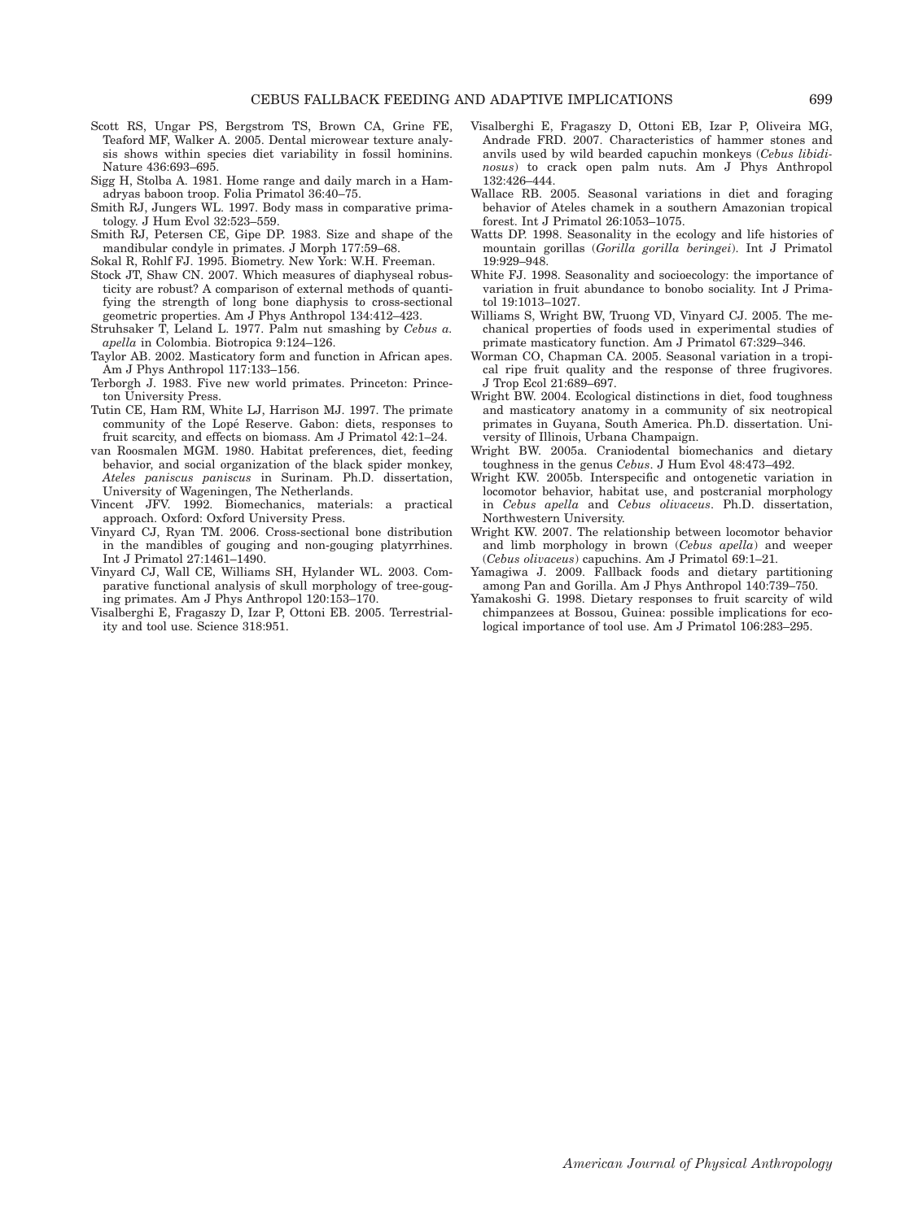Scott RS, Ungar PS, Bergstrom TS, Brown CA, Grine FE, Teaford MF, Walker A. 2005. Dental microwear texture analysis shows within species diet variability in fossil hominins. Nature 436:693–695.

Sigg H, Stolba A. 1981. Home range and daily march in a Hamadryas baboon troop. Folia Primatol 36:40–75.

Smith RJ, Jungers WL. 1997. Body mass in comparative primatology. J Hum Evol 32:523–559.

Smith RJ, Petersen CE, Gipe DP. 1983. Size and shape of the mandibular condyle in primates. J Morph 177:59–68.

Sokal R, Rohlf FJ. 1995. Biometry. New York: W.H. Freeman.

Stock JT, Shaw CN. 2007. Which measures of diaphyseal robusticity are robust? A comparison of external methods of quantifying the strength of long bone diaphysis to cross-sectional geometric properties. Am J Phys Anthropol 134:412–423.

Struhsaker T, Leland L. 1977. Palm nut smashing by *Cebus a. apella* in Colombia. Biotropica 9:124–126.

Taylor AB. 2002. Masticatory form and function in African apes. Am J Phys Anthropol 117:133–156.

Terborgh J. 1983. Five new world primates. Princeton: Princeton University Press.

Tutin CE, Ham RM, White LJ, Harrison MJ. 1997. The primate community of the Lopé Reserve. Gabon: diets, responses to fruit scarcity, and effects on biomass. Am J Primatol 42:1–24.

van Roosmalen MGM. 1980. Habitat preferences, diet, feeding behavior, and social organization of the black spider monkey, *Ateles paniscus paniscus* in Surinam. Ph.D. dissertation, University of Wageningen, The Netherlands.

Vincent JFV. 1992. Biomechanics, materials: a practical approach. Oxford: Oxford University Press.

Vinyard CJ, Ryan TM. 2006. Cross-sectional bone distribution in the mandibles of gouging and non-gouging platyrrhines. Int J Primatol 27:1461–1490.

Vinyard CJ, Wall CE, Williams SH, Hylander WL. 2003. Comparative functional analysis of skull morphology of tree-gouging primates. Am J Phys Anthropol 120:153–170.

Visalberghi E, Fragaszy D, Izar P, Ottoni EB. 2005. Terrestriality and tool use. Science 318:951.

Visalberghi E, Fragaszy D, Ottoni EB, Izar P, Oliveira MG, Andrade FRD. 2007. Characteristics of hammer stones and anvils used by wild bearded capuchin monkeys (*Cebus libidinosus*) to crack open palm nuts. Am J Phys Anthropol 132:426–444.

Wallace RB. 2005. Seasonal variations in diet and foraging behavior of Ateles chamek in a southern Amazonian tropical forest. Int J Primatol 26:1053–1075.

Watts DP. 1998. Seasonality in the ecology and life histories of mountain gorillas (*Gorilla gorilla beringei*). Int J Primatol 19:929–948.

White FJ. 1998. Seasonality and socioecology: the importance of variation in fruit abundance to bonobo sociality. Int J Primatol 19:1013–1027.

Williams S, Wright BW, Truong VD, Vinyard CJ. 2005. The mechanical properties of foods used in experimental studies of primate masticatory function. Am J Primatol 67:329–346.

Worman CO, Chapman CA. 2005. Seasonal variation in a tropical ripe fruit quality and the response of three frugivores. J Trop Ecol 21:689–697.

Wright BW. 2004. Ecological distinctions in diet, food toughness and masticatory anatomy in a community of six neotropical primates in Guyana, South America. Ph.D. dissertation. University of Illinois, Urbana Champaign.

Wright BW. 2005a. Craniodental biomechanics and dietary toughness in the genus *Cebus*. J Hum Evol 48:473–492.

Wright KW. 2005b. Interspecific and ontogenetic variation in locomotor behavior, habitat use, and postcranial morphology in *Cebus apella* and *Cebus olivaceus*. Ph.D. dissertation, Northwestern University.

Wright KW. 2007. The relationship between locomotor behavior and limb morphology in brown (*Cebus apella*) and weeper (*Cebus olivaceus*) capuchins. Am J Primatol 69:1–21.

Yamagiwa J. 2009. Fallback foods and dietary partitioning among Pan and Gorilla. Am J Phys Anthropol 140:739–750.

Yamakoshi G. 1998. Dietary responses to fruit scarcity of wild chimpanzees at Bossou, Guinea: possible implications for ecological importance of tool use. Am J Primatol 106:283–295.